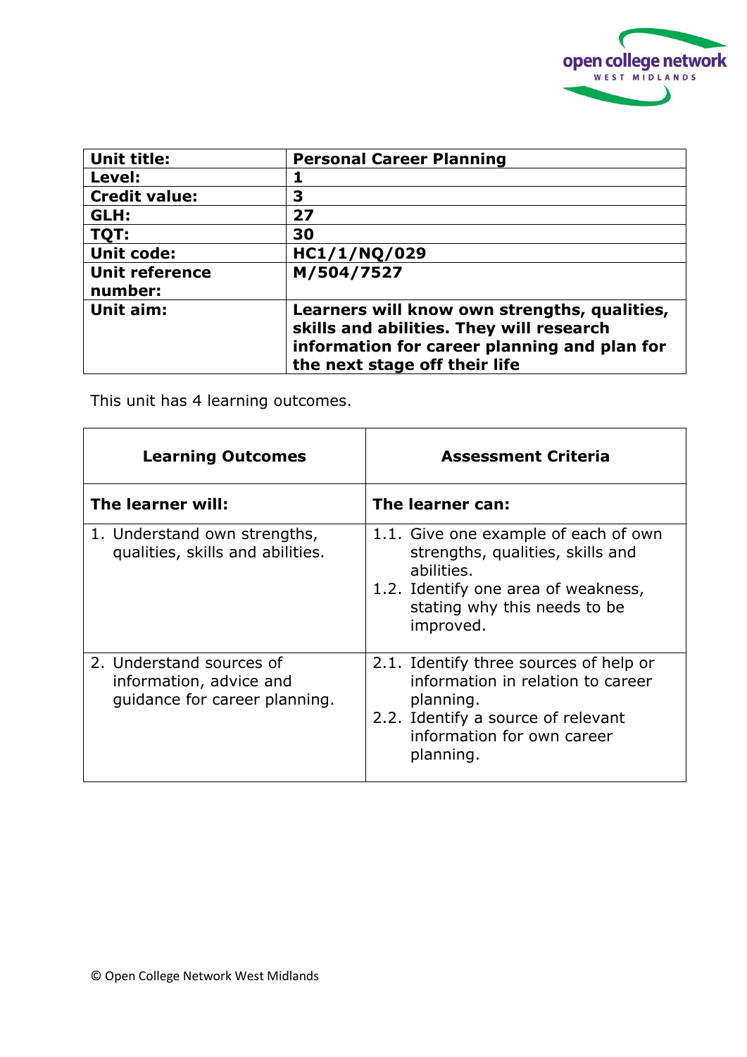| Unit title: | Personal Career Planning |
|---|---|
| Level: | 1 |
| Credit value: | 3 |
| GLH: | 27 |
| TQT: | 30 |
| Unit code: | HC1/1/NQ/029 |
| Unit reference number: | M/504/7527 |
| Unit aim: | Learners will know own strengths, qualities, skills and abilities. They will research information for career planning and plan for the next stage off their life |

This unit has 4 learning outcomes.

| Learning Outcomes | Assessment Criteria |
|---|---|
| **The learner will:** | **The learner can:** |
| 1. Understand own strengths, qualities, skills and abilities. | 1.1. Give one example of each of own strengths, qualities, skills and abilities.<br>1.2. Identify one area of weakness, stating why this needs to be improved. |
| 2. Understand sources of information, advice and guidance for career planning. | 2.1. Identify three sources of help or information in relation to career planning.<br>2.2. Identify a source of relevant information for own career planning. |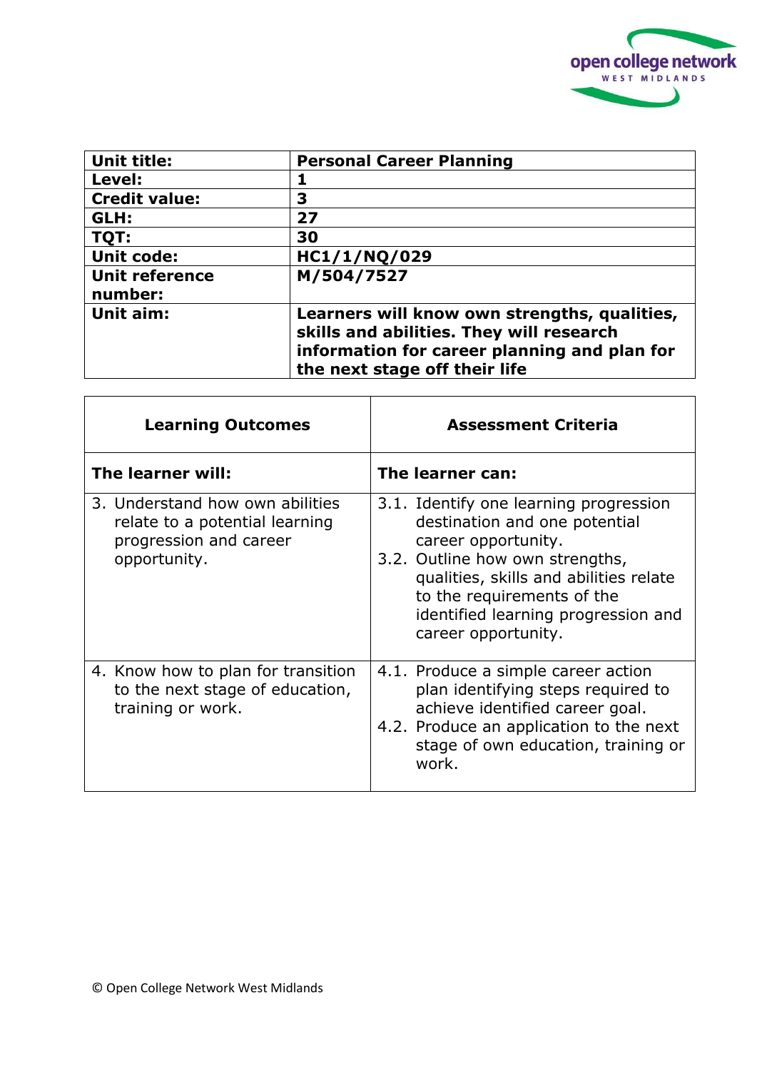| **Unit title:** | **Personal Career Planning** |
|---|---|
| **Level:** | **1** |
| **Credit value:** | **3** |
| **GLH:** | **27** |
| **TQT:** | **30** |
| **Unit code:** | **HC1/1/NQ/029** |
| **Unit reference number:** | **M/504/7527** |
| **Unit aim:** | **Learners will know own strengths, qualities, skills and abilities. They will research information for career planning and plan for the next stage off their life** |

| **Learning Outcomes** | **Assessment Criteria** |
|---|---|
| **The learner will:** | **The learner can:** |
| 3. Understand how own abilities relate to a potential learning progression and career opportunity. | 3.1. Identify one learning progression destination and one potential career opportunity.<br>3.2. Outline how own strengths, qualities, skills and abilities relate to the requirements of the identified learning progression and career opportunity. |
| 4. Know how to plan for transition to the next stage of education, training or work. | 4.1. Produce a simple career action plan identifying steps required to achieve identified career goal.<br>4.2. Produce an application to the next stage of own education, training or work. |

© Open College Network West Midlands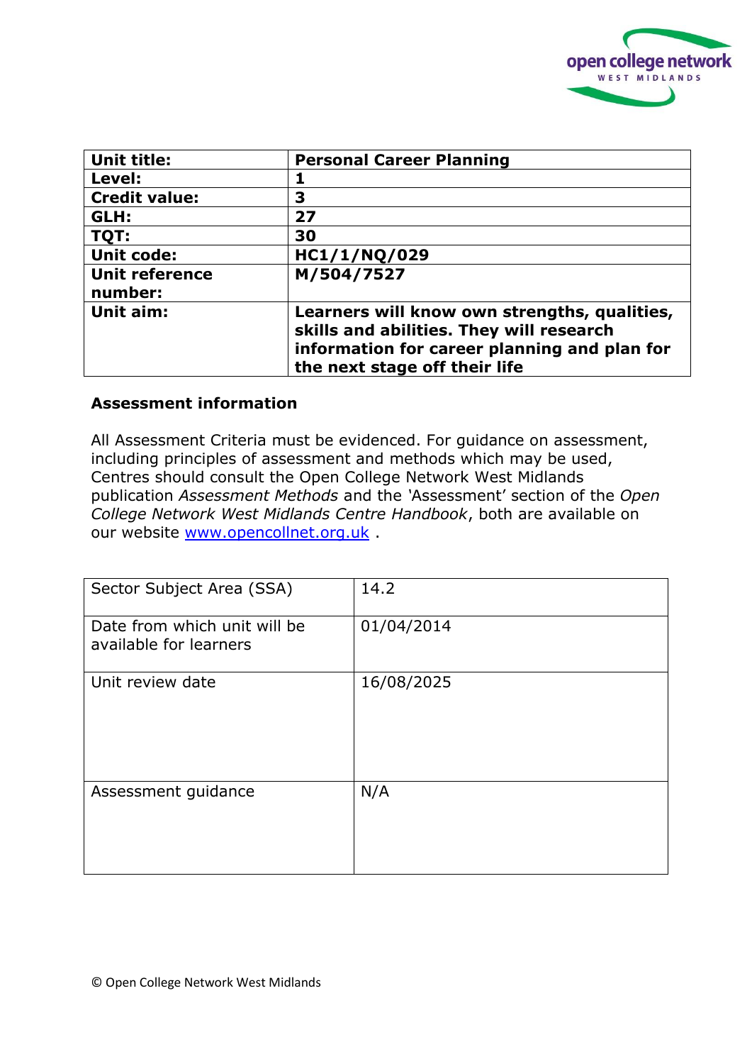| | |
|---|---|
| **Unit title:** | **Personal Career Planning** |
| **Level:** | **1** |
| **Credit value:** | **3** |
| **GLH:** | **27** |
| **TQT:** | **30** |
| **Unit code:** | **HC1/1/NQ/029** |
| **Unit reference number:** | **M/504/7527** |
| **Unit aim:** | **Learners will know own strengths, qualities, skills and abilities. They will research information for career planning and plan for the next stage off their life** |

**Assessment information**

All Assessment Criteria must be evidenced. For guidance on assessment, including principles of assessment and methods which may be used, Centres should consult the Open College Network West Midlands publication *Assessment Methods* and the 'Assessment' section of the *Open College Network West Midlands Centre Handbook*, both are available on our website [www.opencollnet.org.uk](www.opencollnet.org.uk) .

| | |
|---|---|
| Sector Subject Area (SSA) | 14.2 |
| Date from which unit will be available for learners | 01/04/2014 |
| Unit review date | 16/08/2025 |
| Assessment guidance | N/A |